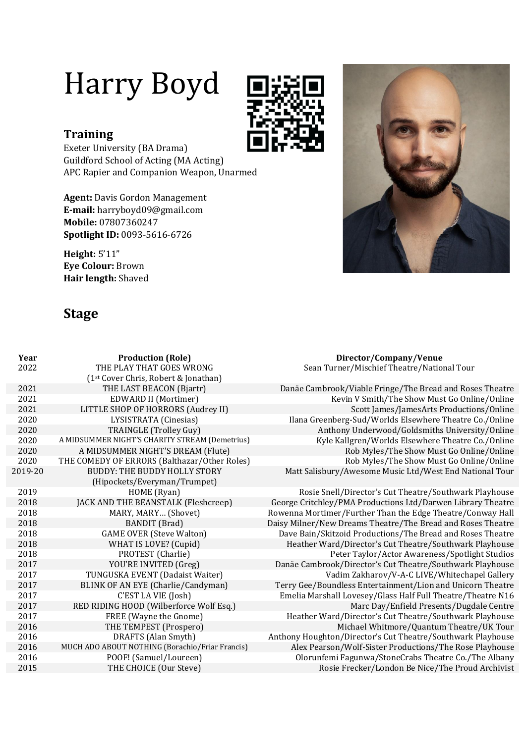# Harry Boyd

## Training

Exeter University (BA Drama)
Guildford School of Acting (MA Acting)
APC Rapier and Companion Weapon, Unarmed

**Agent:** Davis Gordon Management
**E-mail:** harryboyd09@gmail.com
**Mobile:** 07807360247
**Spotlight ID:** 0093-5616-6726

**Height:** 5'11"
**Eye Colour:** Brown
**Hair length:** Shaved

## Stage

| Year | Production (Role) | Director/Company/Venue |
|---|---|---|
| 2022 | THE PLAY THAT GOES WRONG (1st Cover Chris, Robert & Jonathan) | Sean Turner/Mischief Theatre/National Tour |
| 2021 | THE LAST BEACON (Bjartr) | Danäe Cambrook/Viable Fringe/The Bread and Roses Theatre |
| 2021 | EDWARD II (Mortimer) | Kevin V Smith/The Show Must Go Online/Online |
| 2021 | LITTLE SHOP OF HORRORS (Audrey II) | Scott James/JamesArts Productions/Online |
| 2020 | LYSISTRATA (Cinesias) | Ilana Greenberg-Sud/Worlds Elsewhere Theatre Co./Online |
| 2020 | TRAINGLE (Trolley Guy) | Anthony Underwood/Goldsmiths University/Online |
| 2020 | A MIDSUMMER NIGHT'S CHARITY STREAM (Demetrius) | Kyle Kallgren/Worlds Elsewhere Theatre Co./Online |
| 2020 | A MIDSUMMER NIGHT'S DREAM (Flute) | Rob Myles/The Show Must Go Online/Online |
| 2020 | THE COMEDY OF ERRORS (Balthazar/Other Roles) | Rob Myles/The Show Must Go Online/Online |
| 2019-20 | BUDDY: THE BUDDY HOLLY STORY (Hipockets/Everyman/Trumpet) | Matt Salisbury/Awesome Music Ltd/West End National Tour |
| 2019 | HOME (Ryan) | Rosie Snell/Director's Cut Theatre/Southwark Playhouse |
| 2018 | JACK AND THE BEANSTALK (Fleshcreep) | George Critchley/PMA Productions Ltd/Darwen Library Theatre |
| 2018 | MARY, MARY… (Shovet) | Rowenna Mortimer/Further Than the Edge Theatre/Conway Hall |
| 2018 | BANDIT (Brad) | Daisy Milner/New Dreams Theatre/The Bread and Roses Theatre |
| 2018 | GAME OVER (Steve Walton) | Dave Bain/Skitzoid Productions/The Bread and Roses Theatre |
| 2018 | WHAT IS LOVE? (Cupid) | Heather Ward/Director's Cut Theatre/Southwark Playhouse |
| 2018 | PROTEST (Charlie) | Peter Taylor/Actor Awareness/Spotlight Studios |
| 2017 | YOU'RE INVITED (Greg) | Danäe Cambrook/Director's Cut Theatre/Southwark Playhouse |
| 2017 | TUNGUSKA EVENT (Dadaist Waiter) | Vadim Zakharov/V-A-C LIVE/Whitechapel Gallery |
| 2017 | BLINK OF AN EYE (Charlie/Candyman) | Terry Gee/Boundless Entertainment/Lion and Unicorn Theatre |
| 2017 | C'EST LA VIE (Josh) | Emelia Marshall Lovesey/Glass Half Full Theatre/Theatre N16 |
| 2017 | RED RIDING HOOD (Wilberforce Wolf Esq.) | Marc Day/Enfield Presents/Dugdale Centre |
| 2017 | FREE (Wayne the Gnome) | Heather Ward/Director's Cut Theatre/Southwark Playhouse |
| 2016 | THE TEMPEST (Prospero) | Michael Whitmore/Quantum Theatre/UK Tour |
| 2016 | DRAFTS (Alan Smyth) | Anthony Houghton/Director's Cut Theatre/Southwark Playhouse |
| 2016 | MUCH ADO ABOUT NOTHING (Borachio/Friar Francis) | Alex Pearson/Wolf-Sister Productions/The Rose Playhouse |
| 2016 | POOF! (Samuel/Loureen) | Olorunfemi Fagunwa/StoneCrabs Theatre Co./The Albany |
| 2015 | THE CHOICE (Our Steve) | Rosie Frecker/London Be Nice/The Proud Archivist |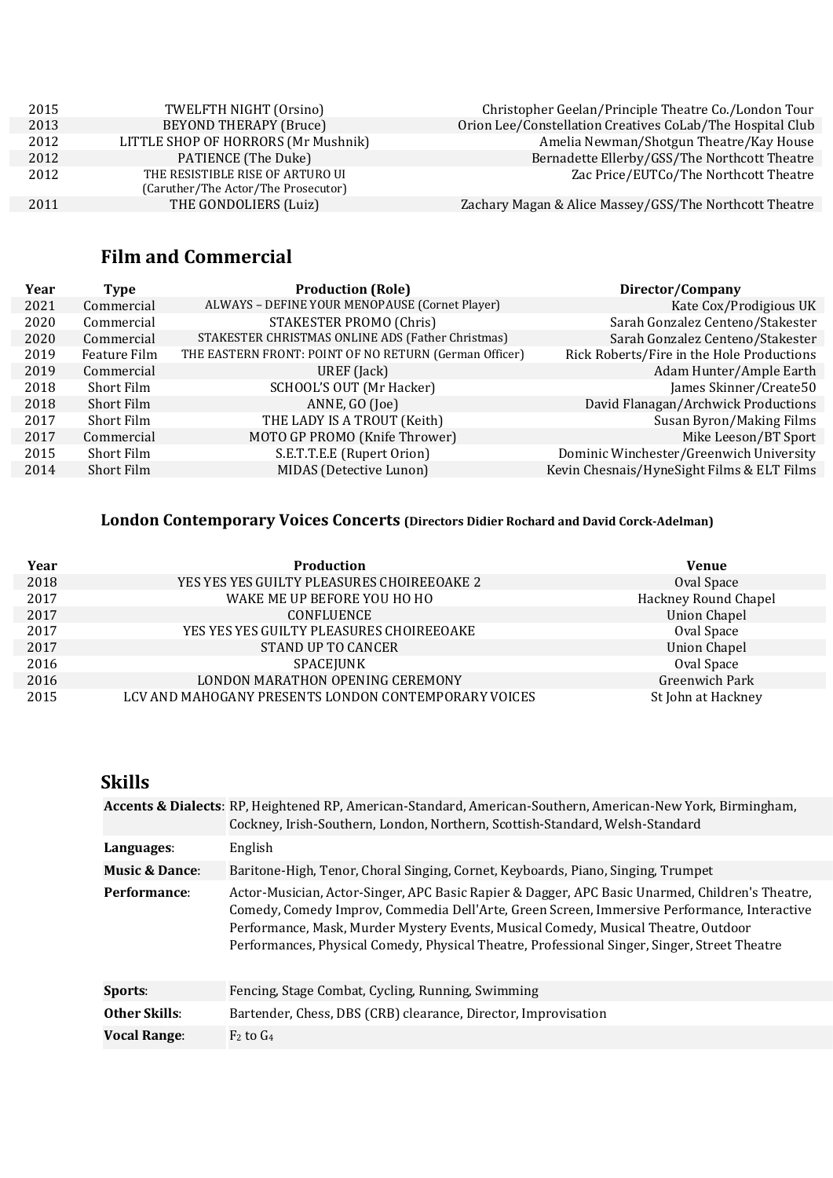| | | |
|---|---|---|
| 2015 | TWELFTH NIGHT (Orsino) | Christopher Geelan/Principle Theatre Co./London Tour |
| 2013 | BEYOND THERAPY (Bruce) | Orion Lee/Constellation Creatives CoLab/The Hospital Club |
| 2012 | LITTLE SHOP OF HORRORS (Mr Mushnik) | Amelia Newman/Shotgun Theatre/Kay House |
| 2012 | PATIENCE (The Duke) | Bernadette Ellerby/GSS/The Northcott Theatre |
| 2012 | THE RESISTIBLE RISE OF ARTURO UI (Caruther/The Actor/The Prosecutor) | Zac Price/EUTCo/The Northcott Theatre |
| 2011 | THE GONDOLIERS (Luiz) | Zachary Magan & Alice Massey/GSS/The Northcott Theatre |

## Film and Commercial

| Year | Type | Production (Role) | Director/Company |
|---|---|---|---|
| 2021 | Commercial | ALWAYS – DEFINE YOUR MENOPAUSE (Cornet Player) | Kate Cox/Prodigious UK |
| 2020 | Commercial | STAKESTER PROMO (Chris) | Sarah Gonzalez Centeno/Stakester |
| 2020 | Commercial | STAKESTER CHRISTMAS ONLINE ADS (Father Christmas) | Sarah Gonzalez Centeno/Stakester |
| 2019 | Feature Film | THE EASTERN FRONT: POINT OF NO RETURN (German Officer) | Rick Roberts/Fire in the Hole Productions |
| 2019 | Commercial | UREF (Jack) | Adam Hunter/Ample Earth |
| 2018 | Short Film | SCHOOL'S OUT (Mr Hacker) | James Skinner/Create50 |
| 2018 | Short Film | ANNE, GO (Joe) | David Flanagan/Archwick Productions |
| 2017 | Short Film | THE LADY IS A TROUT (Keith) | Susan Byron/Making Films |
| 2017 | Commercial | MOTO GP PROMO (Knife Thrower) | Mike Leeson/BT Sport |
| 2015 | Short Film | S.E.T.T.E.E (Rupert Orion) | Dominic Winchester/Greenwich University |
| 2014 | Short Film | MIDAS (Detective Lunon) | Kevin Chesnais/HyneSight Films & ELT Films |

### London Contemporary Voices Concerts (Directors Didier Rochard and David Corck-Adelman)

| Year | Production | Venue |
|---|---|---|
| 2018 | YES YES YES GUILTY PLEASURES CHOIREEOAKE 2 | Oval Space |
| 2017 | WAKE ME UP BEFORE YOU HO HO | Hackney Round Chapel |
| 2017 | CONFLUENCE | Union Chapel |
| 2017 | YES YES YES GUILTY PLEASURES CHOIREEOAKE | Oval Space |
| 2017 | STAND UP TO CANCER | Union Chapel |
| 2016 | SPACEJUNK | Oval Space |
| 2016 | LONDON MARATHON OPENING CEREMONY | Greenwich Park |
| 2015 | LCV AND MAHOGANY PRESENTS LONDON CONTEMPORARY VOICES | St John at Hackney |

## Skills

| | |
|---|---|
| **Accents & Dialects**: | RP, Heightened RP, American-Standard, American-Southern, American-New York, Birmingham, Cockney, Irish-Southern, London, Northern, Scottish-Standard, Welsh-Standard |
| **Languages**: | English |
| **Music & Dance**: | Baritone-High, Tenor, Choral Singing, Cornet, Keyboards, Piano, Singing, Trumpet |
| **Performance**: | Actor-Musician, Actor-Singer, APC Basic Rapier & Dagger, APC Basic Unarmed, Children's Theatre, Comedy, Comedy Improv, Commedia Dell'Arte, Green Screen, Immersive Performance, Interactive Performance, Mask, Murder Mystery Events, Musical Comedy, Musical Theatre, Outdoor Performances, Physical Comedy, Physical Theatre, Professional Singer, Singer, Street Theatre |
| **Sports**: | Fencing, Stage Combat, Cycling, Running, Swimming |
| **Other Skills**: | Bartender, Chess, DBS (CRB) clearance, Director, Improvisation |
| **Vocal Range**: | $F_2$ to $G_4$ |